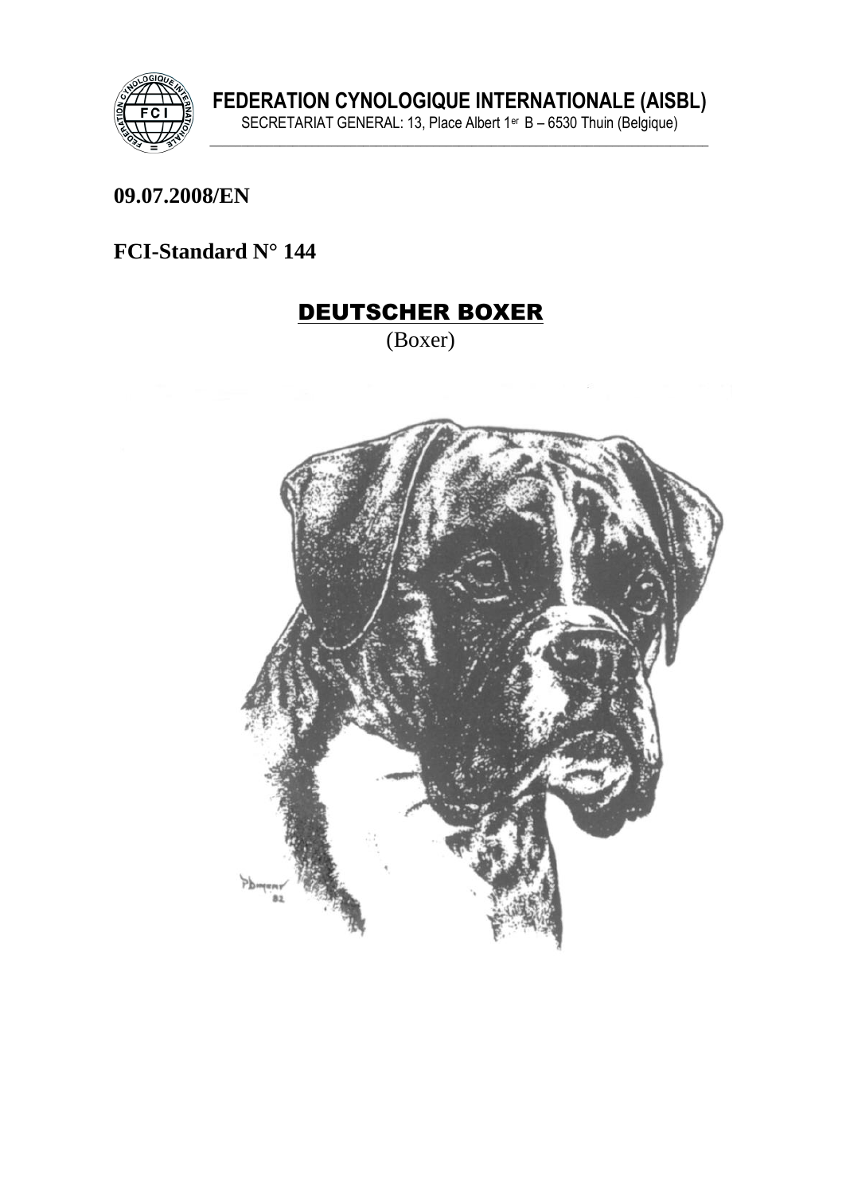**FEDERATION CYNOLOGIQUE INTERNATIONALE (AISBL)**
SECRETARIAT GENERAL: 13, Place Albert 1er B – 6530 Thuin (Belgique)

**09.07.2008/EN**

**FCI-Standard N° 144**

# DEUTSCHER BOXER

(Boxer)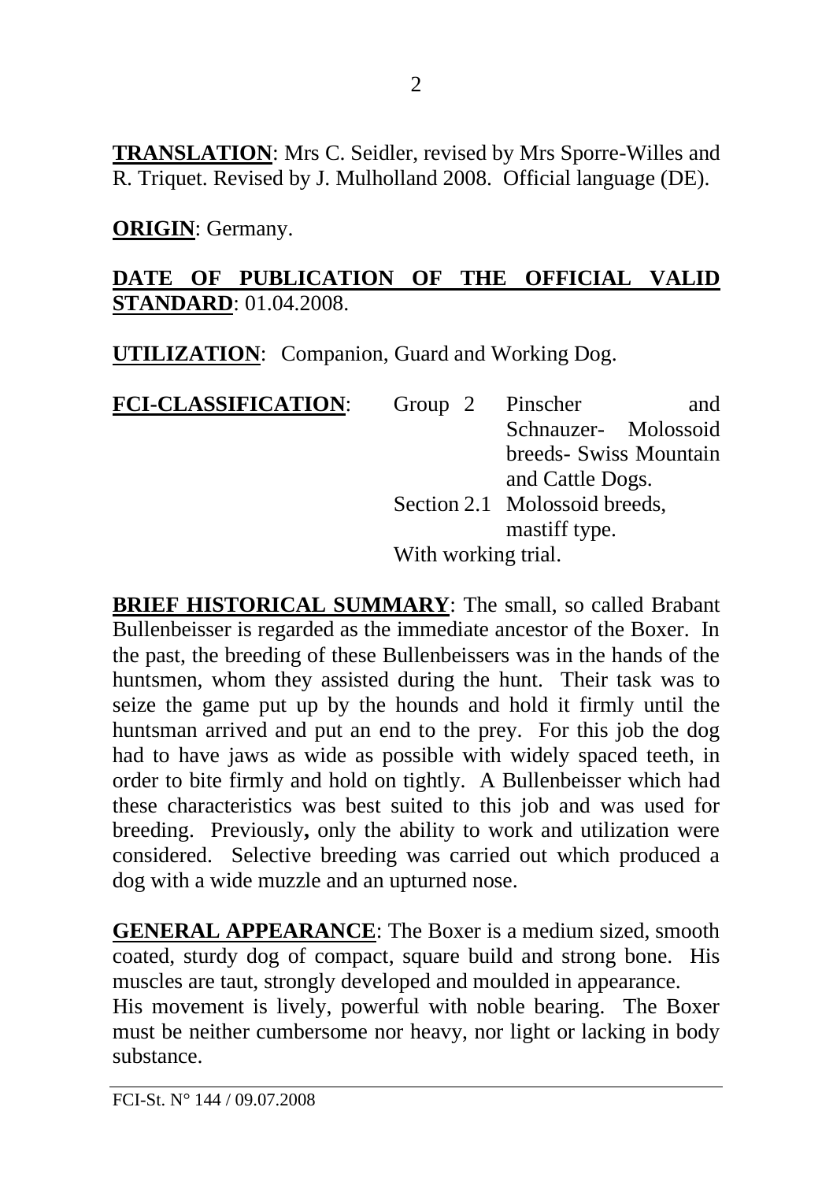**TRANSLATION**: Mrs C. Seidler, revised by Mrs Sporre-Willes and R. Triquet. Revised by J. Mulholland 2008. Official language (DE).

**ORIGIN**: Germany.

**DATE OF PUBLICATION OF THE OFFICIAL VALID STANDARD**: 01.04.2008.

**UTILIZATION**: Companion, Guard and Working Dog.

**FCI-CLASSIFICATION**: Group 2 Pinscher and Schnauzer- Molossoid breeds- Swiss Mountain and Cattle Dogs.
Section 2.1 Molossoid breeds, mastiff type.
With working trial.

**BRIEF HISTORICAL SUMMARY**: The small, so called Brabant Bullenbeisser is regarded as the immediate ancestor of the Boxer. In the past, the breeding of these Bullenbeissers was in the hands of the huntsmen, whom they assisted during the hunt. Their task was to seize the game put up by the hounds and hold it firmly until the huntsman arrived and put an end to the prey. For this job the dog had to have jaws as wide as possible with widely spaced teeth, in order to bite firmly and hold on tightly. A Bullenbeisser which had these characteristics was best suited to this job and was used for breeding. Previously**,** only the ability to work and utilization were considered. Selective breeding was carried out which produced a dog with a wide muzzle and an upturned nose.

**GENERAL APPEARANCE**: The Boxer is a medium sized, smooth coated, sturdy dog of compact, square build and strong bone. His muscles are taut, strongly developed and moulded in appearance.
His movement is lively, powerful with noble bearing. The Boxer must be neither cumbersome nor heavy, nor light or lacking in body substance.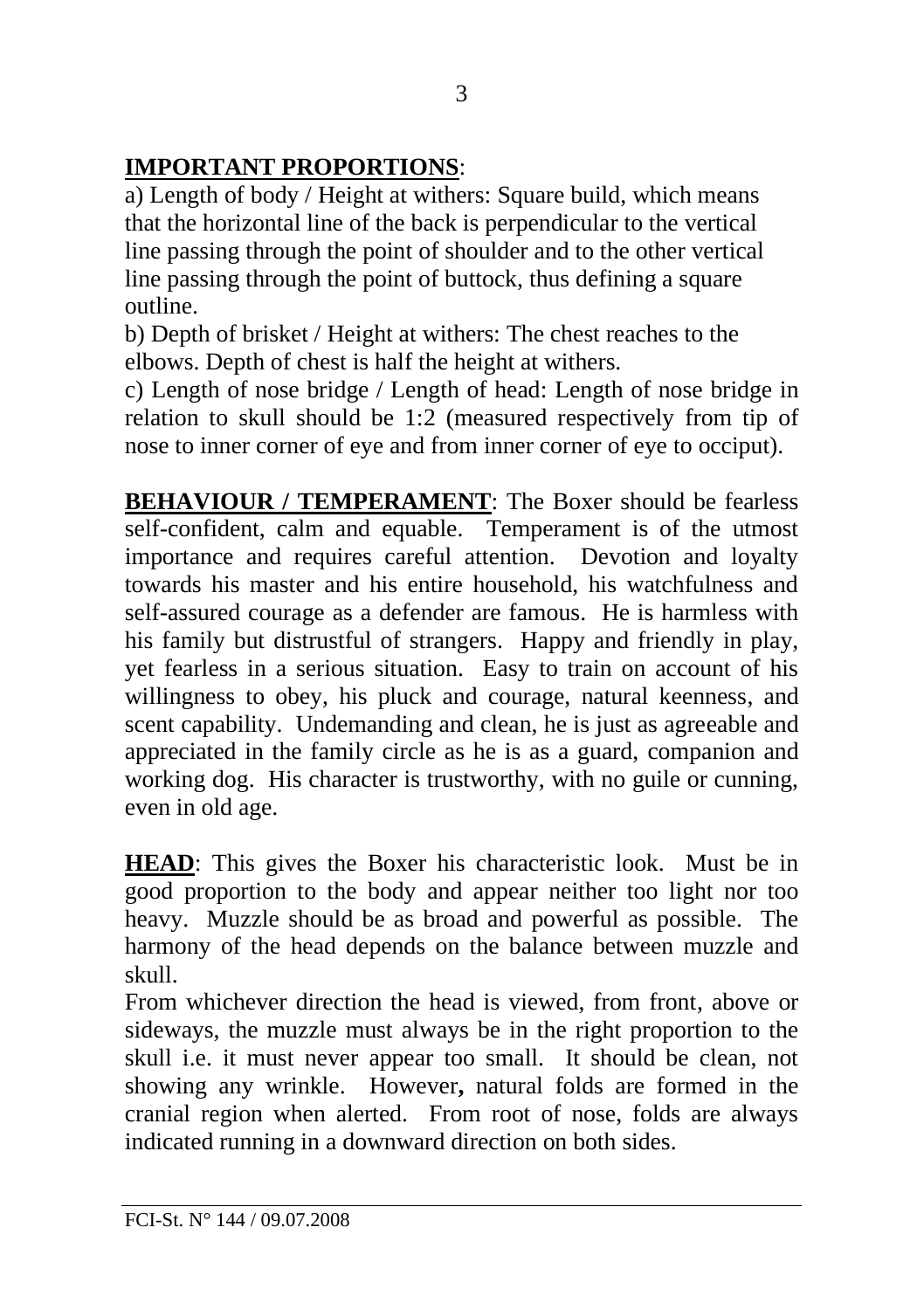**IMPORTANT PROPORTIONS**:

a) Length of body / Height at withers: Square build, which means that the horizontal line of the back is perpendicular to the vertical line passing through the point of shoulder and to the other vertical line passing through the point of buttock, thus defining a square outline.

b) Depth of brisket / Height at withers: The chest reaches to the elbows. Depth of chest is half the height at withers.

c) Length of nose bridge / Length of head: Length of nose bridge in relation to skull should be 1:2 (measured respectively from tip of nose to inner corner of eye and from inner corner of eye to occiput).

**BEHAVIOUR / TEMPERAMENT**: The Boxer should be fearless self-confident, calm and equable. Temperament is of the utmost importance and requires careful attention. Devotion and loyalty towards his master and his entire household, his watchfulness and self-assured courage as a defender are famous. He is harmless with his family but distrustful of strangers. Happy and friendly in play, yet fearless in a serious situation. Easy to train on account of his willingness to obey, his pluck and courage, natural keenness, and scent capability. Undemanding and clean, he is just as agreeable and appreciated in the family circle as he is as a guard, companion and working dog. His character is trustworthy, with no guile or cunning, even in old age.

**HEAD**: This gives the Boxer his characteristic look. Must be in good proportion to the body and appear neither too light nor too heavy. Muzzle should be as broad and powerful as possible. The harmony of the head depends on the balance between muzzle and skull.

From whichever direction the head is viewed, from front, above or sideways, the muzzle must always be in the right proportion to the skull i.e. it must never appear too small. It should be clean, not showing any wrinkle. However**,** natural folds are formed in the cranial region when alerted. From root of nose, folds are always indicated running in a downward direction on both sides.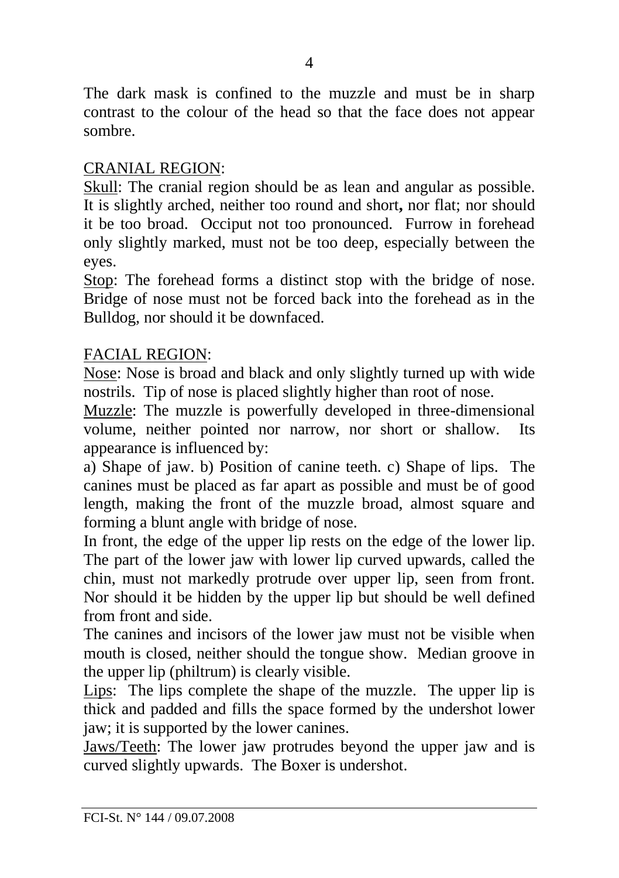The dark mask is confined to the muzzle and must be in sharp contrast to the colour of the head so that the face does not appear sombre.

CRANIAL REGION:

Skull: The cranial region should be as lean and angular as possible. It is slightly arched, neither too round and short**,** nor flat; nor should it be too broad. Occiput not too pronounced. Furrow in forehead only slightly marked, must not be too deep, especially between the eyes.

Stop: The forehead forms a distinct stop with the bridge of nose. Bridge of nose must not be forced back into the forehead as in the Bulldog, nor should it be downfaced.

FACIAL REGION:

Nose: Nose is broad and black and only slightly turned up with wide nostrils. Tip of nose is placed slightly higher than root of nose.

Muzzle: The muzzle is powerfully developed in three-dimensional volume, neither pointed nor narrow, nor short or shallow. Its appearance is influenced by:

a) Shape of jaw. b) Position of canine teeth. c) Shape of lips. The canines must be placed as far apart as possible and must be of good length, making the front of the muzzle broad, almost square and forming a blunt angle with bridge of nose.

In front, the edge of the upper lip rests on the edge of the lower lip. The part of the lower jaw with lower lip curved upwards, called the chin, must not markedly protrude over upper lip, seen from front. Nor should it be hidden by the upper lip but should be well defined from front and side.

The canines and incisors of the lower jaw must not be visible when mouth is closed, neither should the tongue show. Median groove in the upper lip (philtrum) is clearly visible.

Lips: The lips complete the shape of the muzzle. The upper lip is thick and padded and fills the space formed by the undershot lower jaw; it is supported by the lower canines.

Jaws/Teeth: The lower jaw protrudes beyond the upper jaw and is curved slightly upwards. The Boxer is undershot.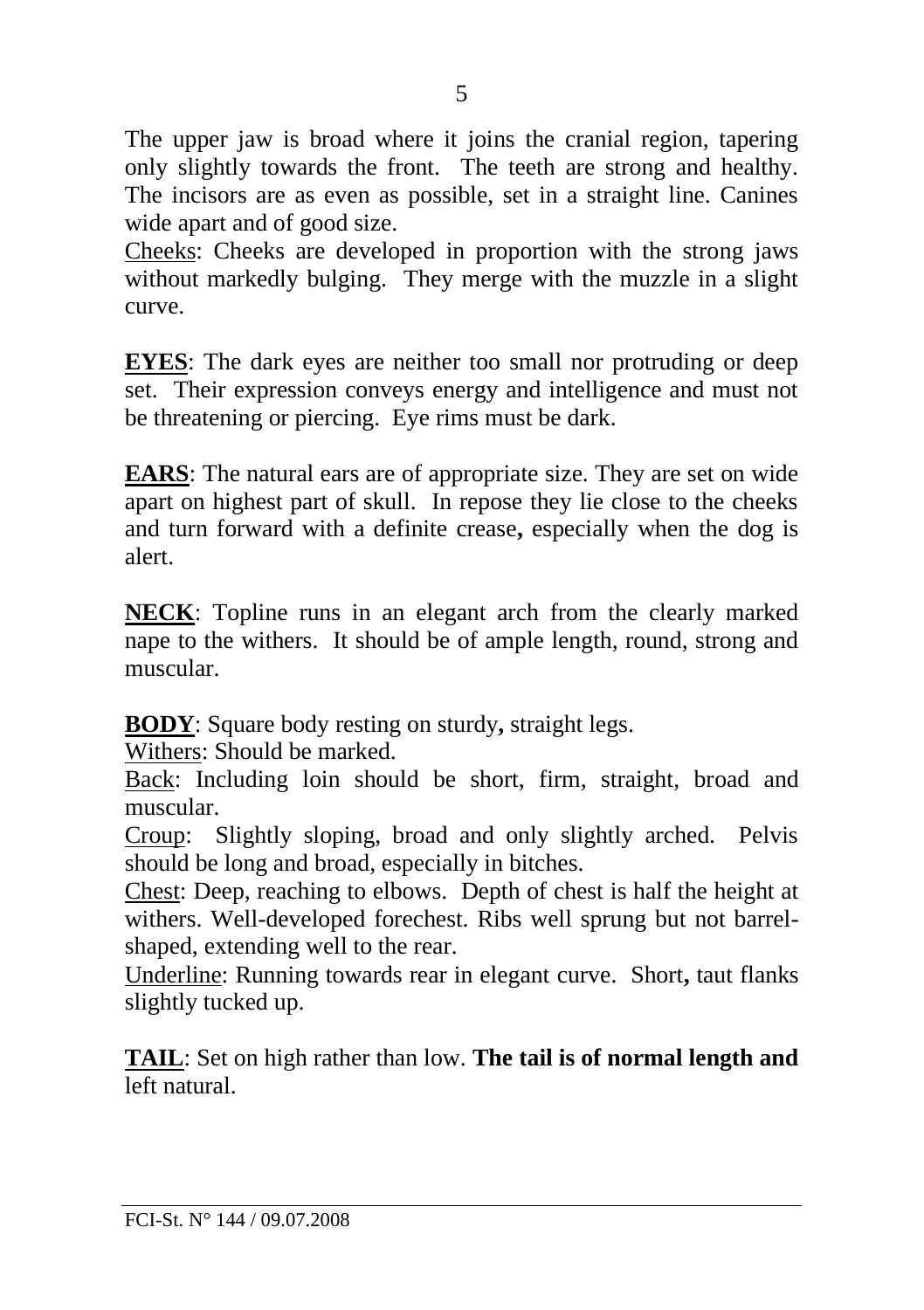The upper jaw is broad where it joins the cranial region, tapering only slightly towards the front. The teeth are strong and healthy. The incisors are as even as possible, set in a straight line. Canines wide apart and of good size.

Cheeks: Cheeks are developed in proportion with the strong jaws without markedly bulging. They merge with the muzzle in a slight curve.

**EYES**: The dark eyes are neither too small nor protruding or deep set. Their expression conveys energy and intelligence and must not be threatening or piercing. Eye rims must be dark.

**EARS**: The natural ears are of appropriate size. They are set on wide apart on highest part of skull. In repose they lie close to the cheeks and turn forward with a definite crease**,** especially when the dog is alert.

**NECK**: Topline runs in an elegant arch from the clearly marked nape to the withers. It should be of ample length, round, strong and muscular.

**BODY**: Square body resting on sturdy**,** straight legs.

Withers: Should be marked.

Back: Including loin should be short, firm, straight, broad and muscular.

Croup: Slightly sloping, broad and only slightly arched. Pelvis should be long and broad, especially in bitches.

Chest: Deep, reaching to elbows. Depth of chest is half the height at withers. Well-developed forechest. Ribs well sprung but not barrel-shaped, extending well to the rear.

Underline: Running towards rear in elegant curve. Short**,** taut flanks slightly tucked up.

**TAIL**: Set on high rather than low. **The tail is of normal length and** left natural.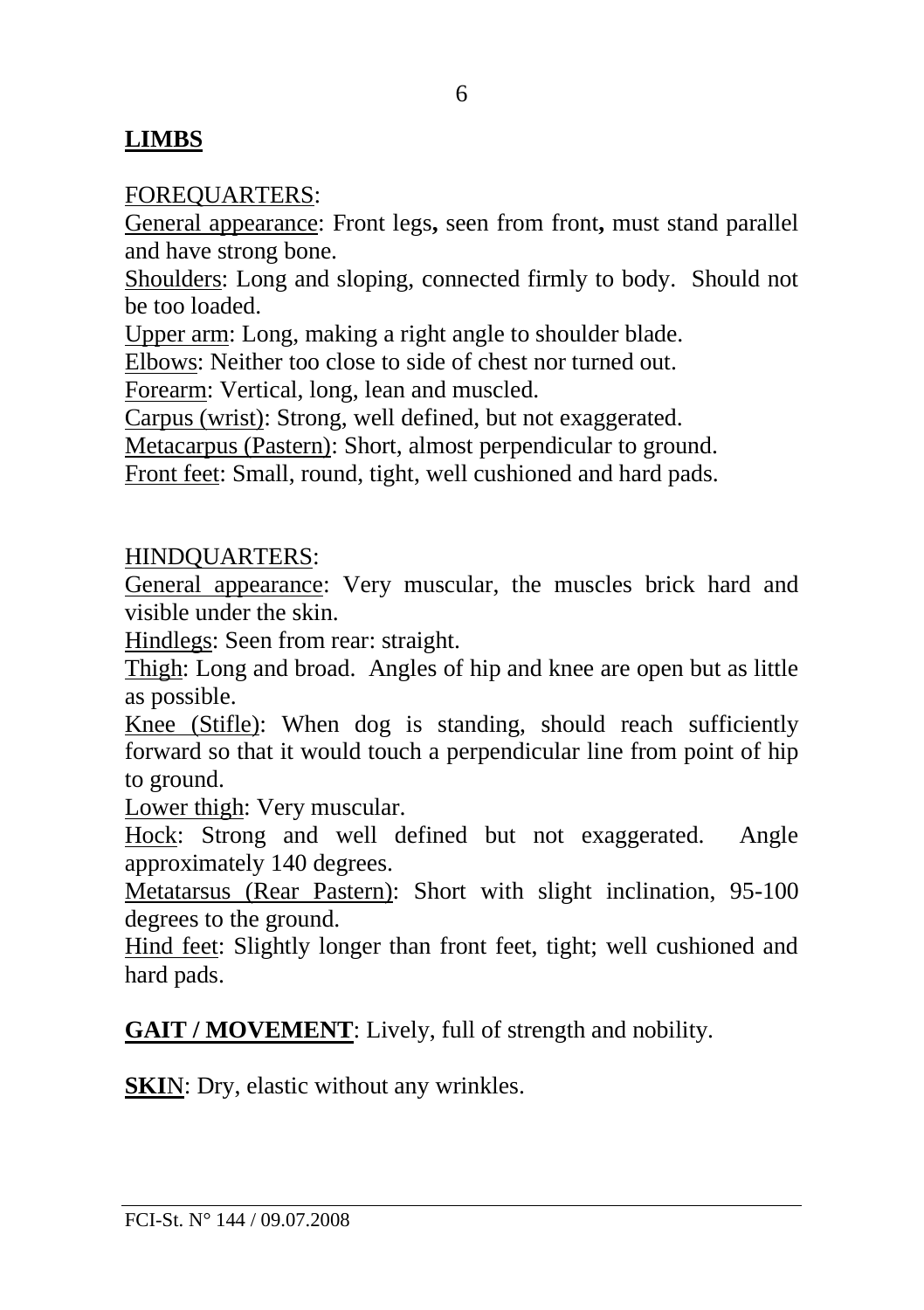## LIMBS

FOREQUARTERS:

General appearance: Front legs, seen from front, must stand parallel and have strong bone.

Shoulders: Long and sloping, connected firmly to body. Should not be too loaded.

Upper arm: Long, making a right angle to shoulder blade.

Elbows: Neither too close to side of chest nor turned out.

Forearm: Vertical, long, lean and muscled.

Carpus (wrist): Strong, well defined, but not exaggerated.

Metacarpus (Pastern): Short, almost perpendicular to ground.

Front feet: Small, round, tight, well cushioned and hard pads.

HINDQUARTERS:

General appearance: Very muscular, the muscles brick hard and visible under the skin.

Hindlegs: Seen from rear: straight.

Thigh: Long and broad. Angles of hip and knee are open but as little as possible.

Knee (Stifle): When dog is standing, should reach sufficiently forward so that it would touch a perpendicular line from point of hip to ground.

Lower thigh: Very muscular.

Hock: Strong and well defined but not exaggerated. Angle approximately 140 degrees.

Metatarsus (Rear Pastern): Short with slight inclination, 95-100 degrees to the ground.

Hind feet: Slightly longer than front feet, tight; well cushioned and hard pads.

**GAIT / MOVEMENT**: Lively, full of strength and nobility.

**SKIN**: Dry, elastic without any wrinkles.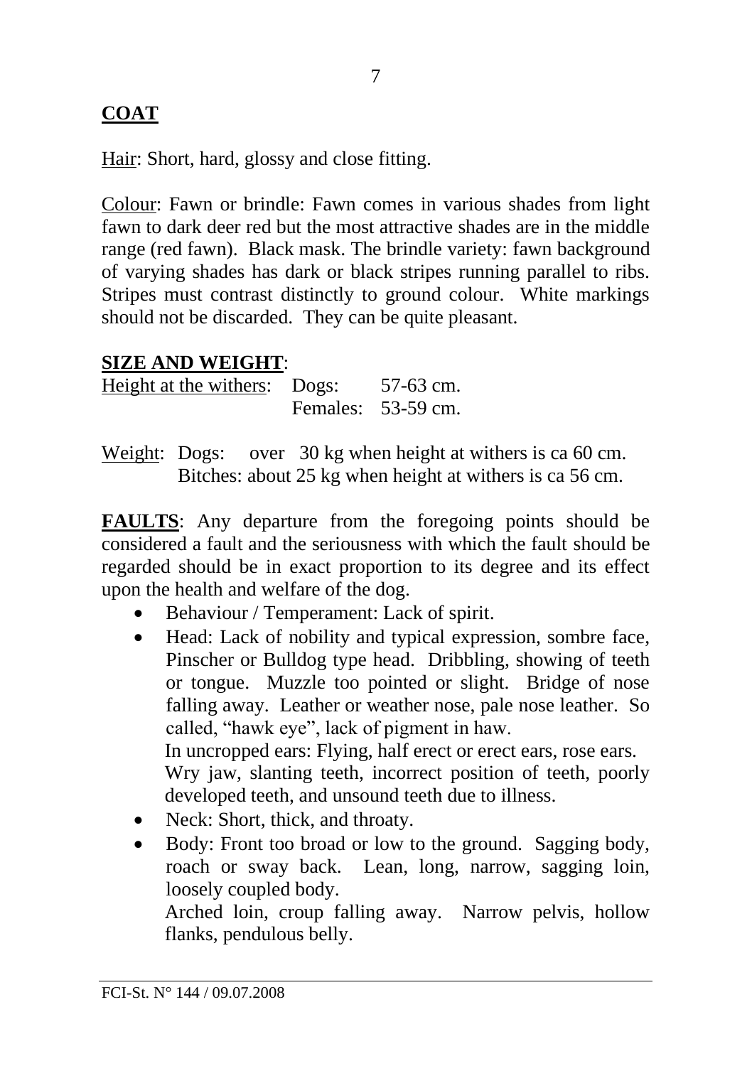**COAT**

Hair: Short, hard, glossy and close fitting.

Colour: Fawn or brindle: Fawn comes in various shades from light fawn to dark deer red but the most attractive shades are in the middle range (red fawn). Black mask. The brindle variety: fawn background of varying shades has dark or black stripes running parallel to ribs. Stripes must contrast distinctly to ground colour. White markings should not be discarded. They can be quite pleasant.

**SIZE AND WEIGHT**:

| Height at the withers: | Dogs: | 57-63 cm. |
|---|---|---|
| | Females: | 53-59 cm. |

Weight: Dogs: over 30 kg when height at withers is ca 60 cm.
Bitches: about 25 kg when height at withers is ca 56 cm.

**FAULTS**: Any departure from the foregoing points should be considered a fault and the seriousness with which the fault should be regarded should be in exact proportion to its degree and its effect upon the health and welfare of the dog.

- Behaviour / Temperament: Lack of spirit.
- Head: Lack of nobility and typical expression, sombre face, Pinscher or Bulldog type head. Dribbling, showing of teeth or tongue. Muzzle too pointed or slight. Bridge of nose falling away. Leather or weather nose, pale nose leather. So called, "hawk eye", lack of pigment in haw.
  In uncropped ears: Flying, half erect or erect ears, rose ears.
  Wry jaw, slanting teeth, incorrect position of teeth, poorly developed teeth, and unsound teeth due to illness.
- Neck: Short, thick, and throaty.
- Body: Front too broad or low to the ground. Sagging body, roach or sway back. Lean, long, narrow, sagging loin, loosely coupled body.
  Arched loin, croup falling away. Narrow pelvis, hollow flanks, pendulous belly.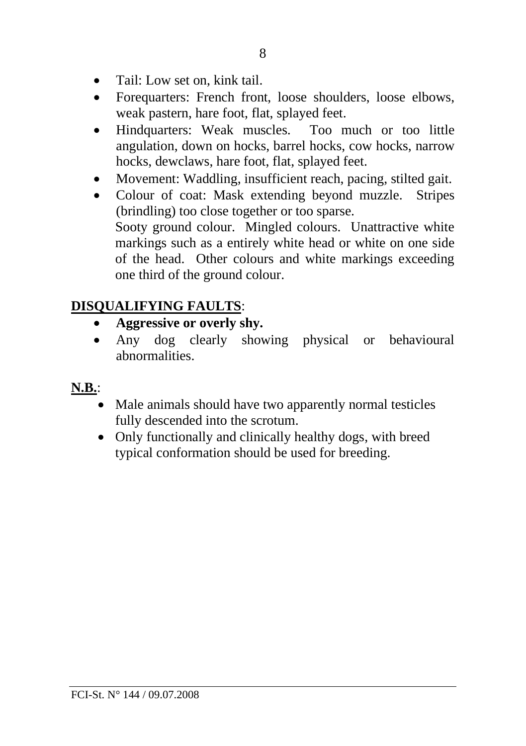- Tail: Low set on, kink tail.
- Forequarters: French front, loose shoulders, loose elbows, weak pastern, hare foot, flat, splayed feet.
- Hindquarters: Weak muscles. Too much or too little angulation, down on hocks, barrel hocks, cow hocks, narrow hocks, dewclaws, hare foot, flat, splayed feet.
- Movement: Waddling, insufficient reach, pacing, stilted gait.
- Colour of coat: Mask extending beyond muzzle. Stripes (brindling) too close together or too sparse.
  Sooty ground colour. Mingled colours. Unattractive white markings such as a entirely white head or white on one side of the head. Other colours and white markings exceeding one third of the ground colour.

**<u>DISQUALIFYING FAULTS</u>**:

- **Aggressive or overly shy.**
- Any dog clearly showing physical or behavioural abnormalities.

**<u>N.B.</u>**:

- Male animals should have two apparently normal testicles fully descended into the scrotum.
- Only functionally and clinically healthy dogs, with breed typical conformation should be used for breeding.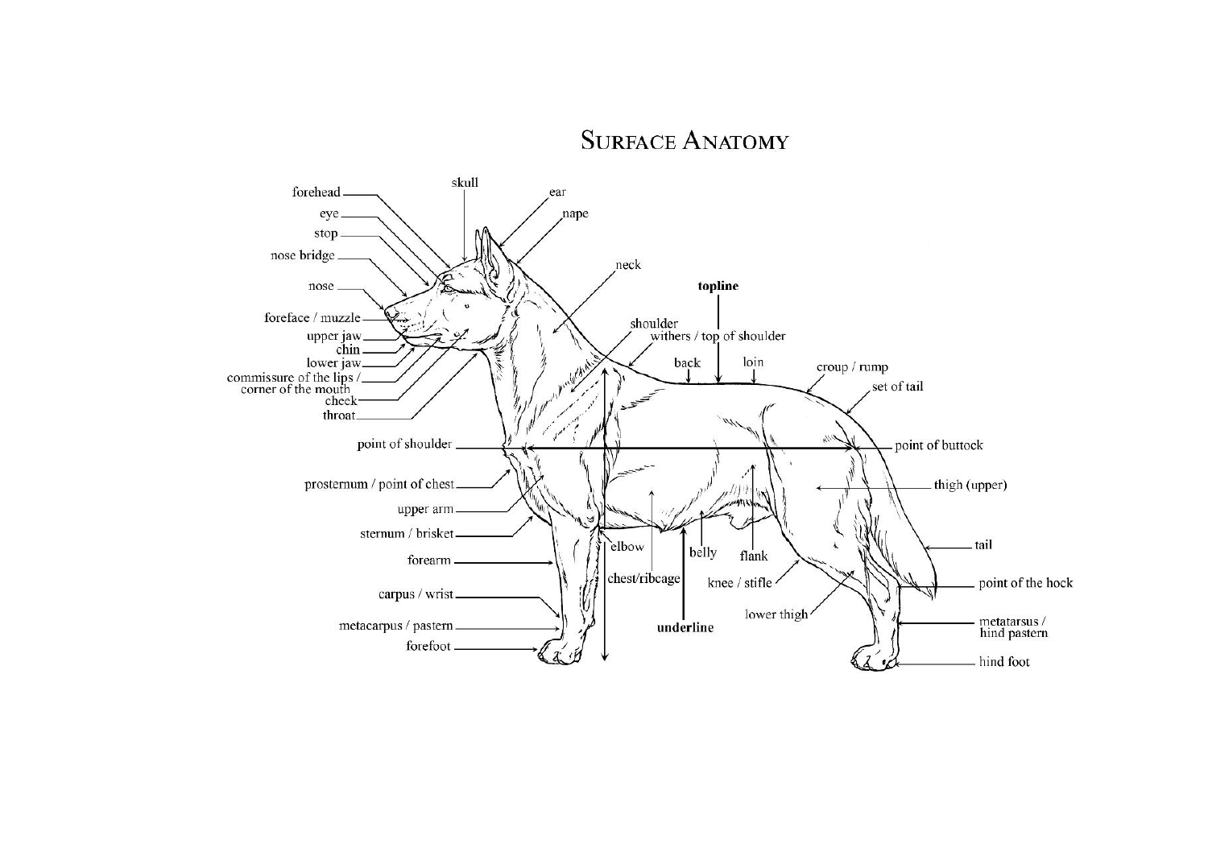# Surface Anatomy

skull
ear
nape
forehead
eye
stop
nose bridge
nose
foreface / muzzle
upper jaw
chin
lower jaw
commissure of the lips / corner of the mouth
cheek
throat
neck
topline
shoulder
withers / top of shoulder
back
loin
croup / rump
set of tail
point of shoulder
point of buttock
prosternum / point of chest
thigh (upper)
upper arm
sternum / brisket
elbow
belly
flank
tail
forearm
chest/ribcage
knee / stifle
point of the hock
carpus / wrist
lower thigh
metacarpus / pastern
underline
metatarsus / hind pastern
forefoot
hind foot